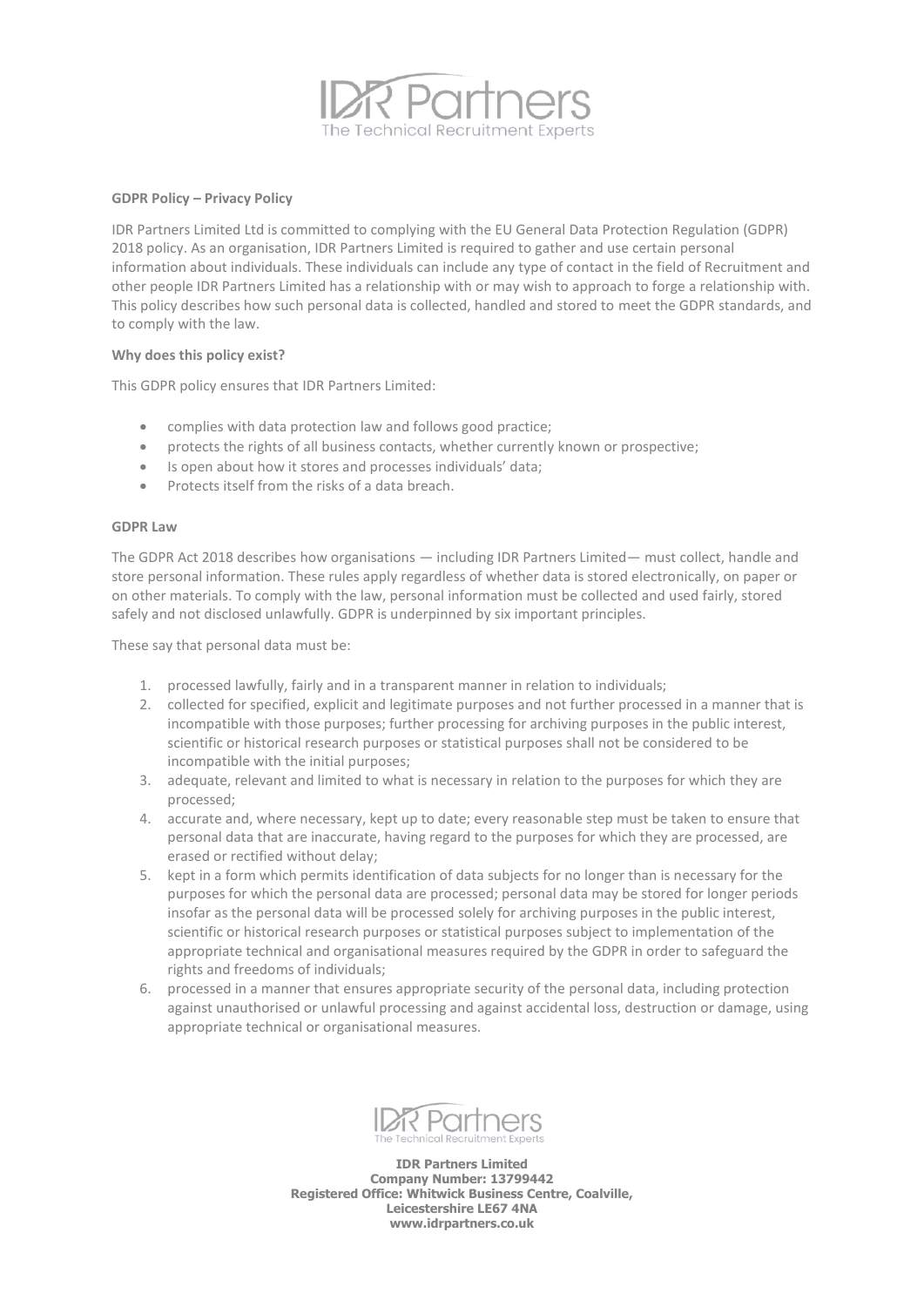**GDPR Policy – Privacy Policy**

IDR Partners Limited Ltd is committed to complying with the EU General Data Protection Regulation (GDPR) 2018 policy. As an organisation, IDR Partners Limited is required to gather and use certain personal information about individuals. These individuals can include any type of contact in the field of Recruitment and other people IDR Partners Limited has a relationship with or may wish to approach to forge a relationship with. This policy describes how such personal data is collected, handled and stored to meet the GDPR standards, and to comply with the law.

**Why does this policy exist?**

This GDPR policy ensures that IDR Partners Limited:

- complies with data protection law and follows good practice;
- protects the rights of all business contacts, whether currently known or prospective;
- Is open about how it stores and processes individuals' data;
- Protects itself from the risks of a data breach.

**GDPR Law**

The GDPR Act 2018 describes how organisations — including IDR Partners Limited— must collect, handle and store personal information. These rules apply regardless of whether data is stored electronically, on paper or on other materials. To comply with the law, personal information must be collected and used fairly, stored safely and not disclosed unlawfully. GDPR is underpinned by six important principles.

These say that personal data must be:

1. processed lawfully, fairly and in a transparent manner in relation to individuals;
2. collected for specified, explicit and legitimate purposes and not further processed in a manner that is incompatible with those purposes; further processing for archiving purposes in the public interest, scientific or historical research purposes or statistical purposes shall not be considered to be incompatible with the initial purposes;
3. adequate, relevant and limited to what is necessary in relation to the purposes for which they are processed;
4. accurate and, where necessary, kept up to date; every reasonable step must be taken to ensure that personal data that are inaccurate, having regard to the purposes for which they are processed, are erased or rectified without delay;
5. kept in a form which permits identification of data subjects for no longer than is necessary for the purposes for which the personal data are processed; personal data may be stored for longer periods insofar as the personal data will be processed solely for archiving purposes in the public interest, scientific or historical research purposes or statistical purposes subject to implementation of the appropriate technical and organisational measures required by the GDPR in order to safeguard the rights and freedoms of individuals;
6. processed in a manner that ensures appropriate security of the personal data, including protection against unauthorised or unlawful processing and against accidental loss, destruction or damage, using appropriate technical or organisational measures.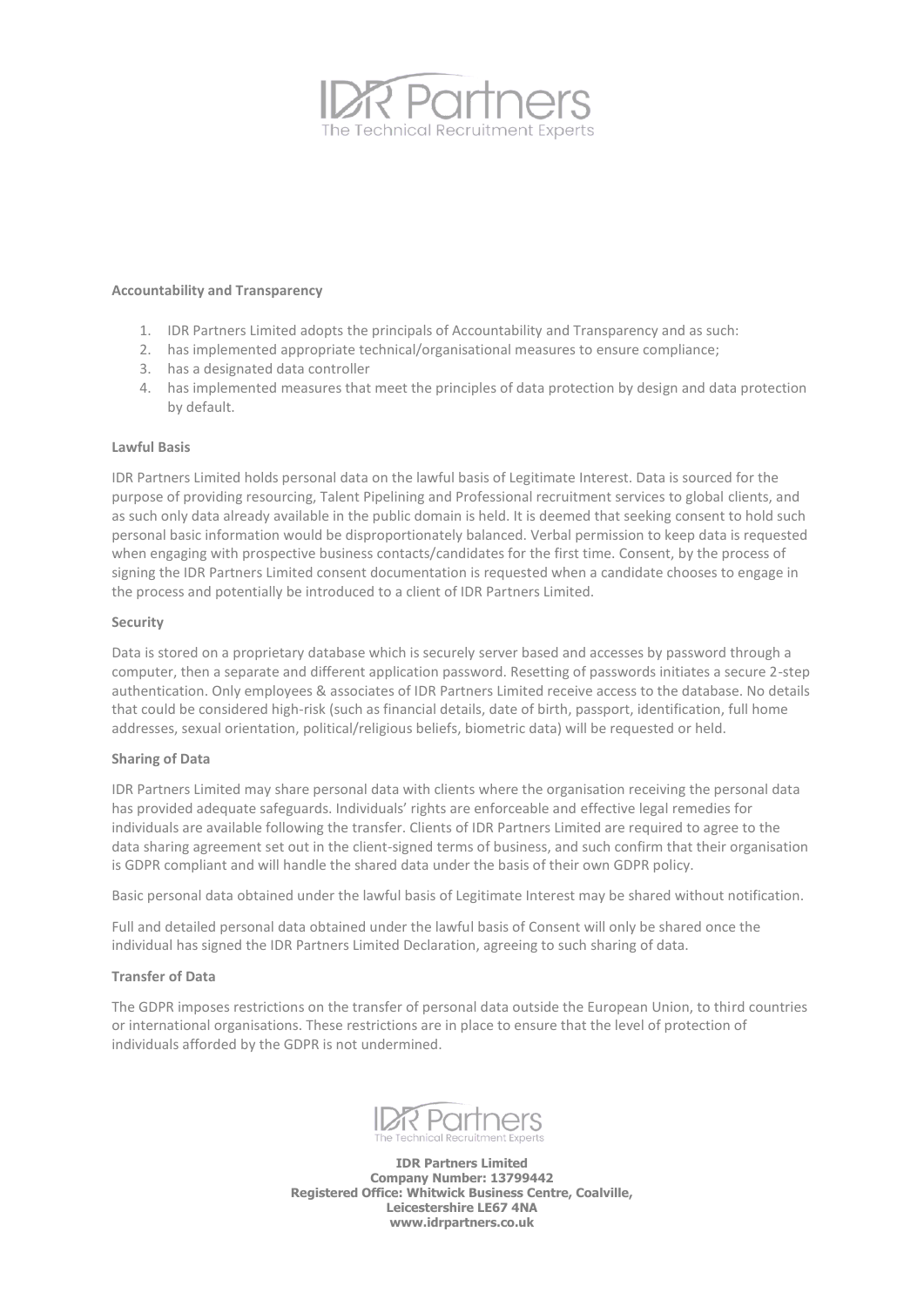**Accountability and Transparency**

1. IDR Partners Limited adopts the principals of Accountability and Transparency and as such:
2. has implemented appropriate technical/organisational measures to ensure compliance;
3. has a designated data controller
4. has implemented measures that meet the principles of data protection by design and data protection by default.

**Lawful Basis**

IDR Partners Limited holds personal data on the lawful basis of Legitimate Interest. Data is sourced for the purpose of providing resourcing, Talent Pipelining and Professional recruitment services to global clients, and as such only data already available in the public domain is held. It is deemed that seeking consent to hold such personal basic information would be disproportionately balanced. Verbal permission to keep data is requested when engaging with prospective business contacts/candidates for the first time. Consent, by the process of signing the IDR Partners Limited consent documentation is requested when a candidate chooses to engage in the process and potentially be introduced to a client of IDR Partners Limited.

**Security**

Data is stored on a proprietary database which is securely server based and accesses by password through a computer, then a separate and different application password. Resetting of passwords initiates a secure 2-step authentication. Only employees & associates of IDR Partners Limited receive access to the database. No details that could be considered high-risk (such as financial details, date of birth, passport, identification, full home addresses, sexual orientation, political/religious beliefs, biometric data) will be requested or held.

**Sharing of Data**

IDR Partners Limited may share personal data with clients where the organisation receiving the personal data has provided adequate safeguards. Individuals' rights are enforceable and effective legal remedies for individuals are available following the transfer. Clients of IDR Partners Limited are required to agree to the data sharing agreement set out in the client-signed terms of business, and such confirm that their organisation is GDPR compliant and will handle the shared data under the basis of their own GDPR policy.

Basic personal data obtained under the lawful basis of Legitimate Interest may be shared without notification.

Full and detailed personal data obtained under the lawful basis of Consent will only be shared once the individual has signed the IDR Partners Limited Declaration, agreeing to such sharing of data.

**Transfer of Data**

The GDPR imposes restrictions on the transfer of personal data outside the European Union, to third countries or international organisations. These restrictions are in place to ensure that the level of protection of individuals afforded by the GDPR is not undermined.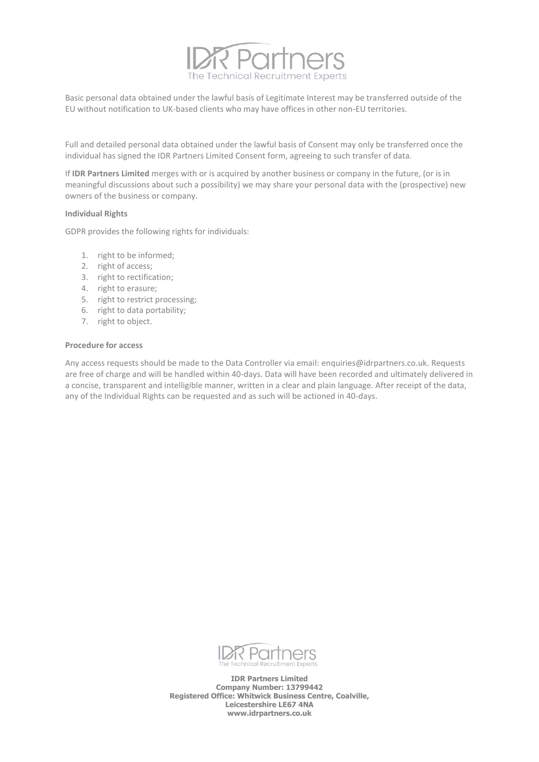Basic personal data obtained under the lawful basis of Legitimate Interest may be transferred outside of the EU without notification to UK-based clients who may have offices in other non-EU territories.

Full and detailed personal data obtained under the lawful basis of Consent may only be transferred once the individual has signed the IDR Partners Limited Consent form, agreeing to such transfer of data.

If **IDR Partners Limited** merges with or is acquired by another business or company in the future, (or is in meaningful discussions about such a possibility) we may share your personal data with the (prospective) new owners of the business or company.

**Individual Rights**

GDPR provides the following rights for individuals:

1. right to be informed;
2. right of access;
3. right to rectification;
4. right to erasure;
5. right to restrict processing;
6. right to data portability;
7. right to object.

**Procedure for access**

Any access requests should be made to the Data Controller via email: enquiries@idrpartners.co.uk. Requests are free of charge and will be handled within 40-days. Data will have been recorded and ultimately delivered in a concise, transparent and intelligible manner, written in a clear and plain language. After receipt of the data, any of the Individual Rights can be requested and as such will be actioned in 40-days.